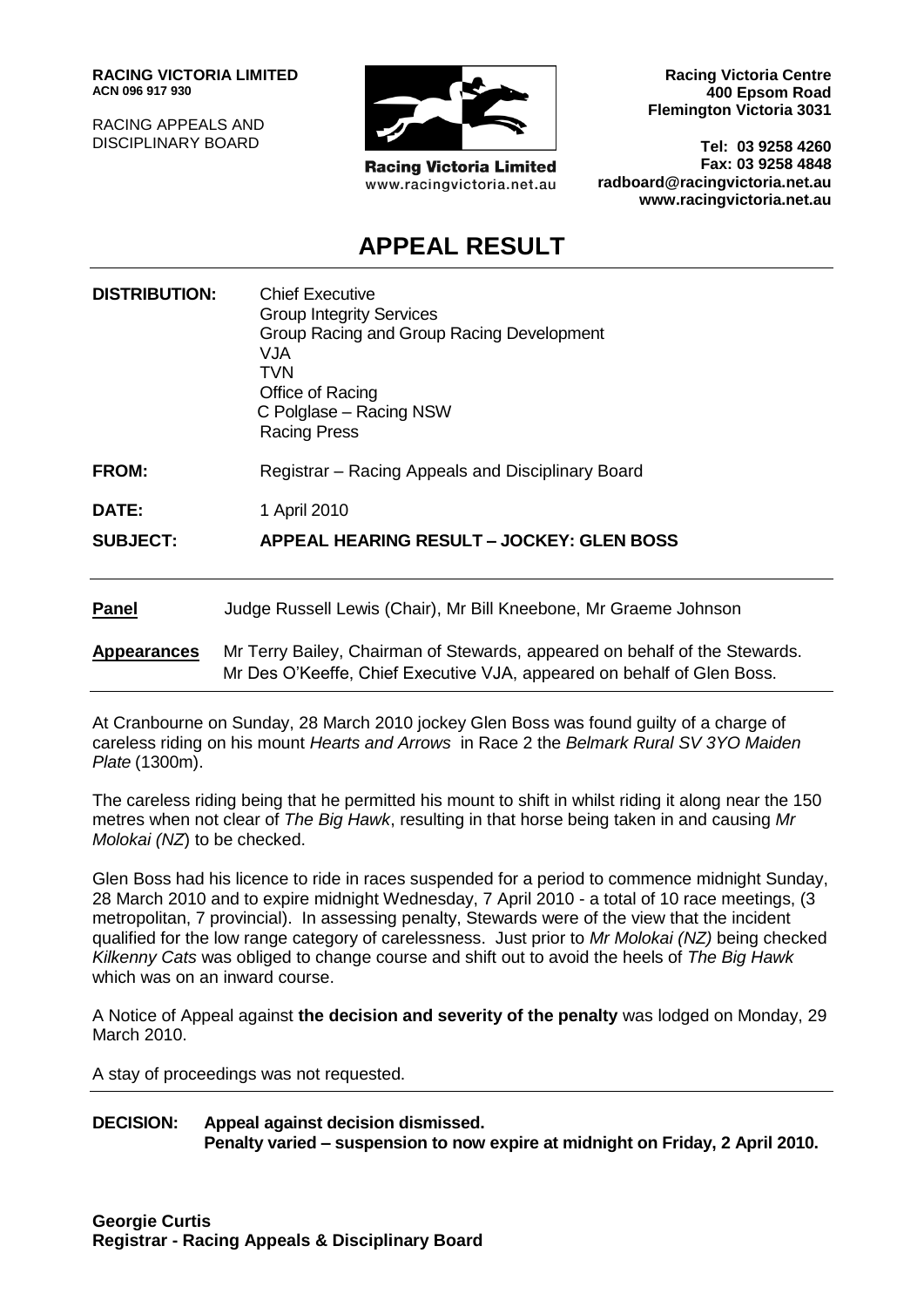**RACING VICTORIA LIMITED**
**ACN 096 917 930**

RACING APPEALS AND
DISCIPLINARY BOARD

**Racing Victoria Limited**
www.racingvictoria.net.au

**Racing Victoria Centre**
**400 Epsom Road**
**Flemington Victoria 3031**

**Tel: 03 9258 4260**
**Fax: 03 9258 4848**
**radboard@racingvictoria.net.au**
**www.racingvictoria.net.au**

# APPEAL RESULT

**DISTRIBUTION:** Chief Executive
Group Integrity Services
Group Racing and Group Racing Development
VJA
TVN
Office of Racing
C Polglase – Racing NSW
Racing Press

**FROM:** Registrar – Racing Appeals and Disciplinary Board

**DATE:** 1 April 2010

**SUBJECT:** **APPEAL HEARING RESULT – JOCKEY: GLEN BOSS**

---

**Panel** Judge Russell Lewis (Chair), Mr Bill Kneebone, Mr Graeme Johnson

**Appearances** Mr Terry Bailey, Chairman of Stewards, appeared on behalf of the Stewards.
Mr Des O'Keeffe, Chief Executive VJA, appeared on behalf of Glen Boss.

---

At Cranbourne on Sunday, 28 March 2010 jockey Glen Boss was found guilty of a charge of careless riding on his mount *Hearts and Arrows* in Race 2 the *Belmark Rural SV 3YO Maiden Plate* (1300m).

The careless riding being that he permitted his mount to shift in whilst riding it along near the 150 metres when not clear of *The Big Hawk*, resulting in that horse being taken in and causing *Mr Molokai (NZ*) to be checked.

Glen Boss had his licence to ride in races suspended for a period to commence midnight Sunday, 28 March 2010 and to expire midnight Wednesday, 7 April 2010 - a total of 10 race meetings, (3 metropolitan, 7 provincial). In assessing penalty, Stewards were of the view that the incident qualified for the low range category of carelessness. Just prior to *Mr Molokai (NZ)* being checked *Kilkenny Cats* was obliged to change course and shift out to avoid the heels of *The Big Hawk* which was on an inward course.

A Notice of Appeal against **the decision and severity of the penalty** was lodged on Monday, 29 March 2010.

A stay of proceedings was not requested.

---

**DECISION:** **Appeal against decision dismissed.**
**Penalty varied – suspension to now expire at midnight on Friday, 2 April 2010.**

**Georgie Curtis**
**Registrar - Racing Appeals & Disciplinary Board**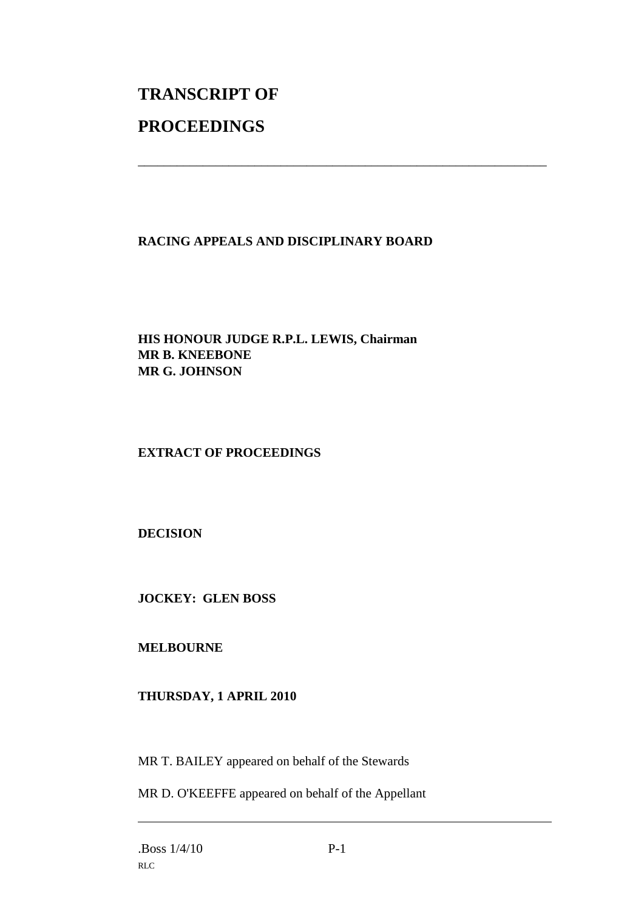# TRANSCRIPT OF

# PROCEEDINGS

---

**RACING APPEALS AND DISCIPLINARY BOARD**

**HIS HONOUR JUDGE R.P.L. LEWIS, Chairman**
**MR B. KNEEBONE**
**MR G. JOHNSON**

**EXTRACT OF PROCEEDINGS**

**DECISION**

**JOCKEY: GLEN BOSS**

**MELBOURNE**

**THURSDAY, 1 APRIL 2010**

MR T. BAILEY appeared on behalf of the Stewards

MR D. O'KEEFFE appeared on behalf of the Appellant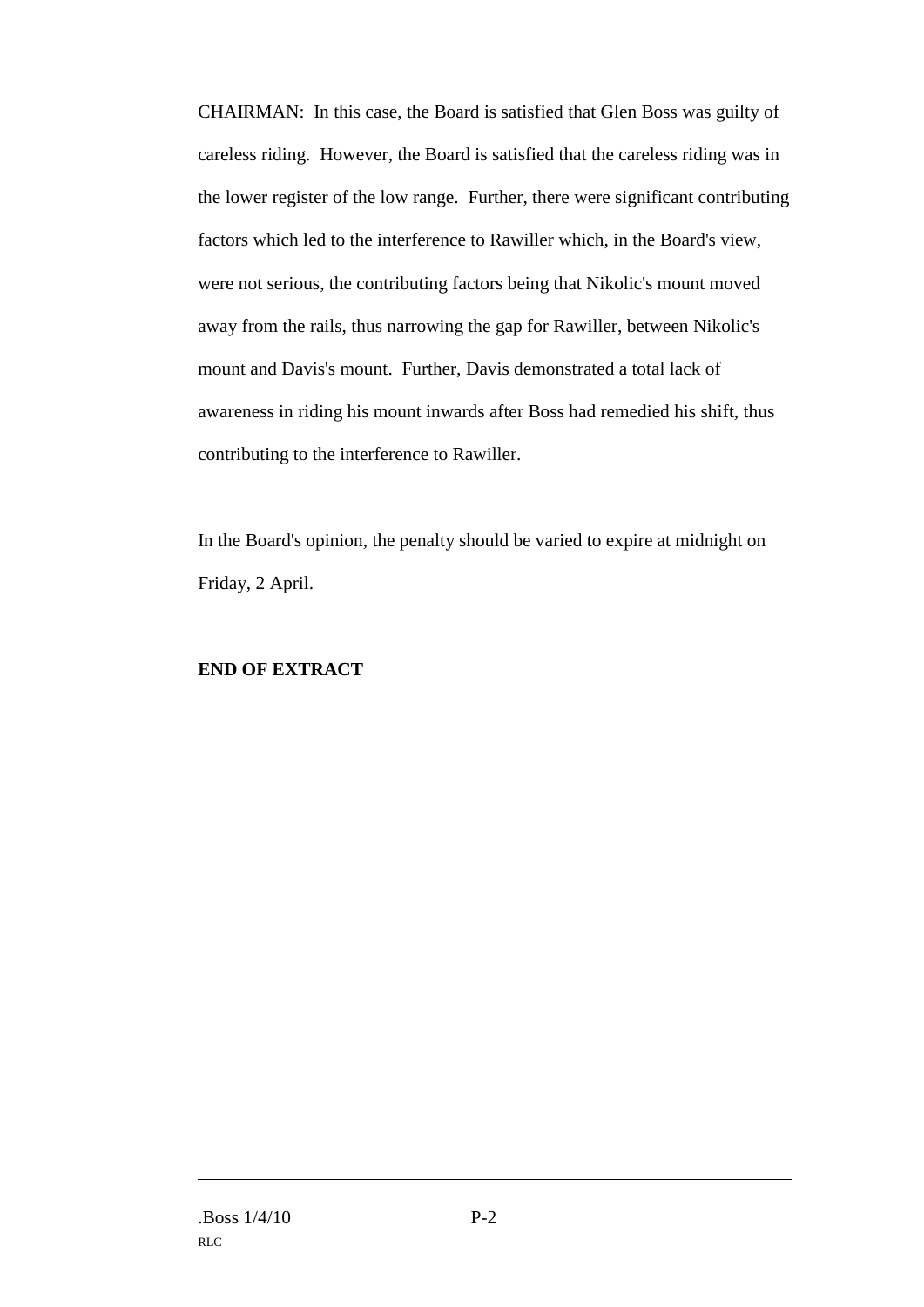CHAIRMAN: In this case, the Board is satisfied that Glen Boss was guilty of careless riding. However, the Board is satisfied that the careless riding was in the lower register of the low range. Further, there were significant contributing factors which led to the interference to Rawiller which, in the Board's view, were not serious, the contributing factors being that Nikolic's mount moved away from the rails, thus narrowing the gap for Rawiller, between Nikolic's mount and Davis's mount. Further, Davis demonstrated a total lack of awareness in riding his mount inwards after Boss had remedied his shift, thus contributing to the interference to Rawiller.

In the Board's opinion, the penalty should be varied to expire at midnight on Friday, 2 April.

**END OF EXTRACT**